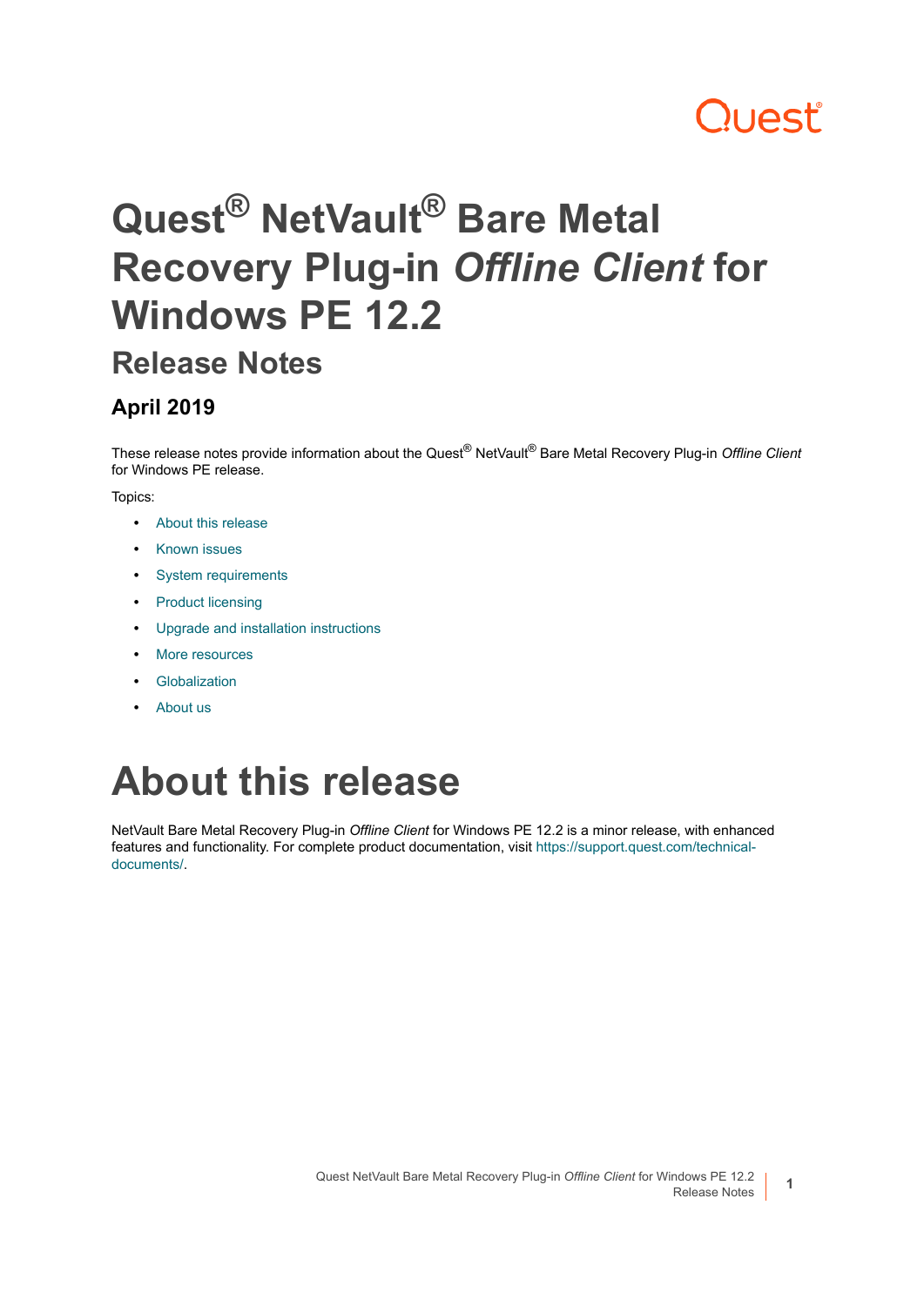# Quest® NetVault® Bare Metal Recovery Plug-in *Offline Client* for Windows PE 12.2

## Release Notes

### April 2019

These release notes provide information about the Quest® NetVault® Bare Metal Recovery Plug-in *Offline Client* for Windows PE release.

Topics:

- About this release
- Known issues
- System requirements
- Product licensing
- Upgrade and installation instructions
- More resources
- Globalization
- About us

# About this release

NetVault Bare Metal Recovery Plug-in *Offline Client* for Windows PE 12.2 is a minor release, with enhanced features and functionality. For complete product documentation, visit https://support.quest.com/technical-documents/.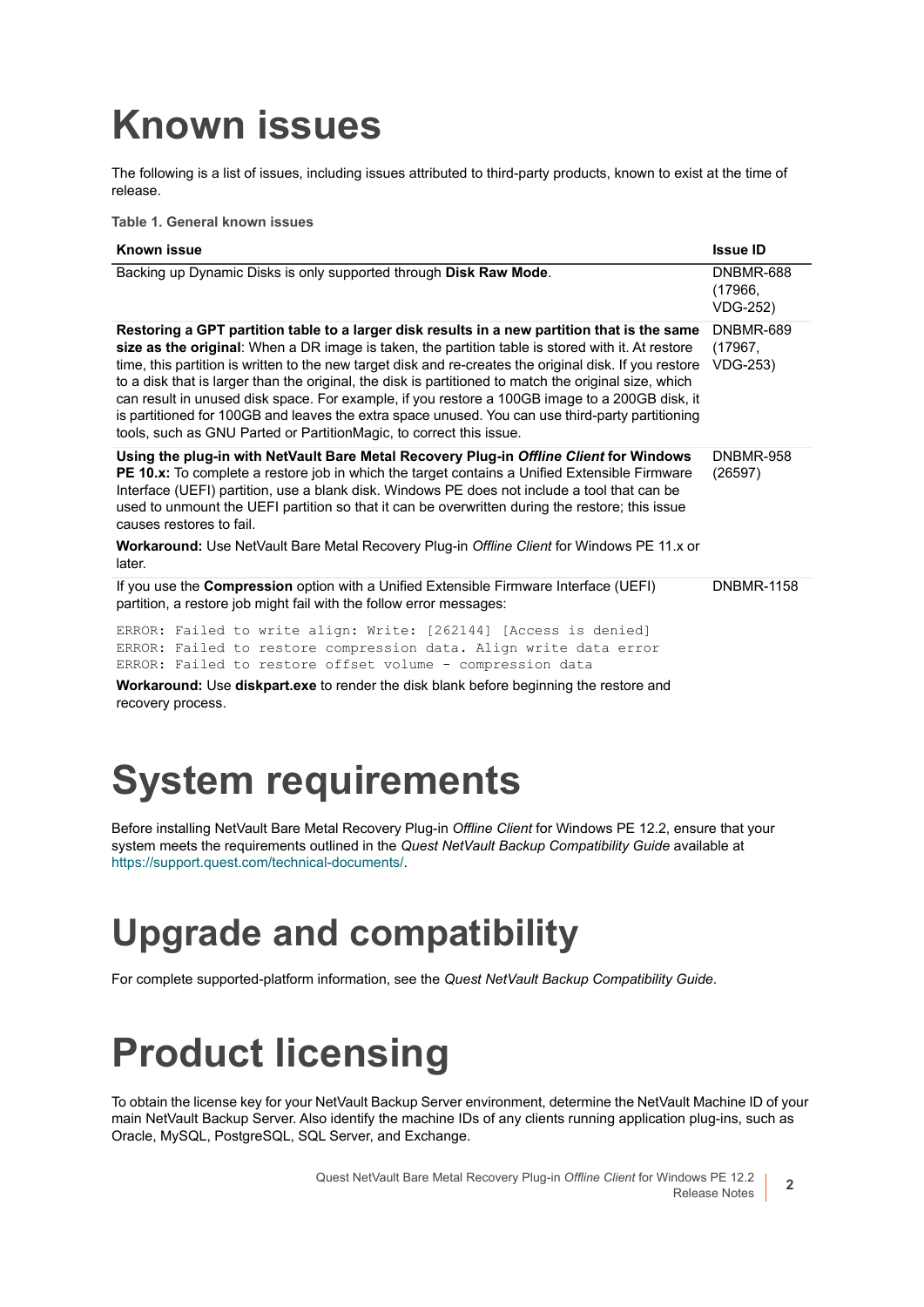# Known issues

The following is a list of issues, including issues attributed to third-party products, known to exist at the time of release.

**Table 1. General known issues**

| Known issue | Issue ID |
|---|---|
| Backing up Dynamic Disks is only supported through **Disk Raw Mode**. | DNBMR-688 (17966, VDG-252) |
| **Restoring a GPT partition table to a larger disk results in a new partition that is the same size as the original**: When a DR image is taken, the partition table is stored with it. At restore time, this partition is written to the new target disk and re-creates the original disk. If you restore to a disk that is larger than the original, the disk is partitioned to match the original size, which can result in unused disk space. For example, if you restore a 100GB image to a 200GB disk, it is partitioned for 100GB and leaves the extra space unused. You can use third-party partitioning tools, such as GNU Parted or PartitionMagic, to correct this issue. | DNBMR-689 (17967, VDG-253) |
| **Using the plug-in with NetVault Bare Metal Recovery Plug-in *Offline Client* for Windows PE 10.x:** To complete a restore job in which the target contains a Unified Extensible Firmware Interface (UEFI) partition, use a blank disk. Windows PE does not include a tool that can be used to unmount the UEFI partition so that it can be overwritten during the restore; this issue causes restores to fail.<br><br>**Workaround:** Use NetVault Bare Metal Recovery Plug-in *Offline Client* for Windows PE 11.x or later. | DNBMR-958 (26597) |
| If you use the **Compression** option with a Unified Extensible Firmware Interface (UEFI) partition, a restore job might fail with the follow error messages:<br><br>`ERROR: Failed to write align: Write: [262144] [Access is denied]`<br>`ERROR: Failed to restore compression data. Align write data error`<br>`ERROR: Failed to restore offset volume - compression data`<br><br>**Workaround:** Use **diskpart.exe** to render the disk blank before beginning the restore and recovery process. | DNBMR-1158 |

# System requirements

Before installing NetVault Bare Metal Recovery Plug-in *Offline Client* for Windows PE 12.2, ensure that your system meets the requirements outlined in the *Quest NetVault Backup Compatibility Guide* available at https://support.quest.com/technical-documents/.

# Upgrade and compatibility

For complete supported-platform information, see the *Quest NetVault Backup Compatibility Guide*.

# Product licensing

To obtain the license key for your NetVault Backup Server environment, determine the NetVault Machine ID of your main NetVault Backup Server. Also identify the machine IDs of any clients running application plug-ins, such as Oracle, MySQL, PostgreSQL, SQL Server, and Exchange.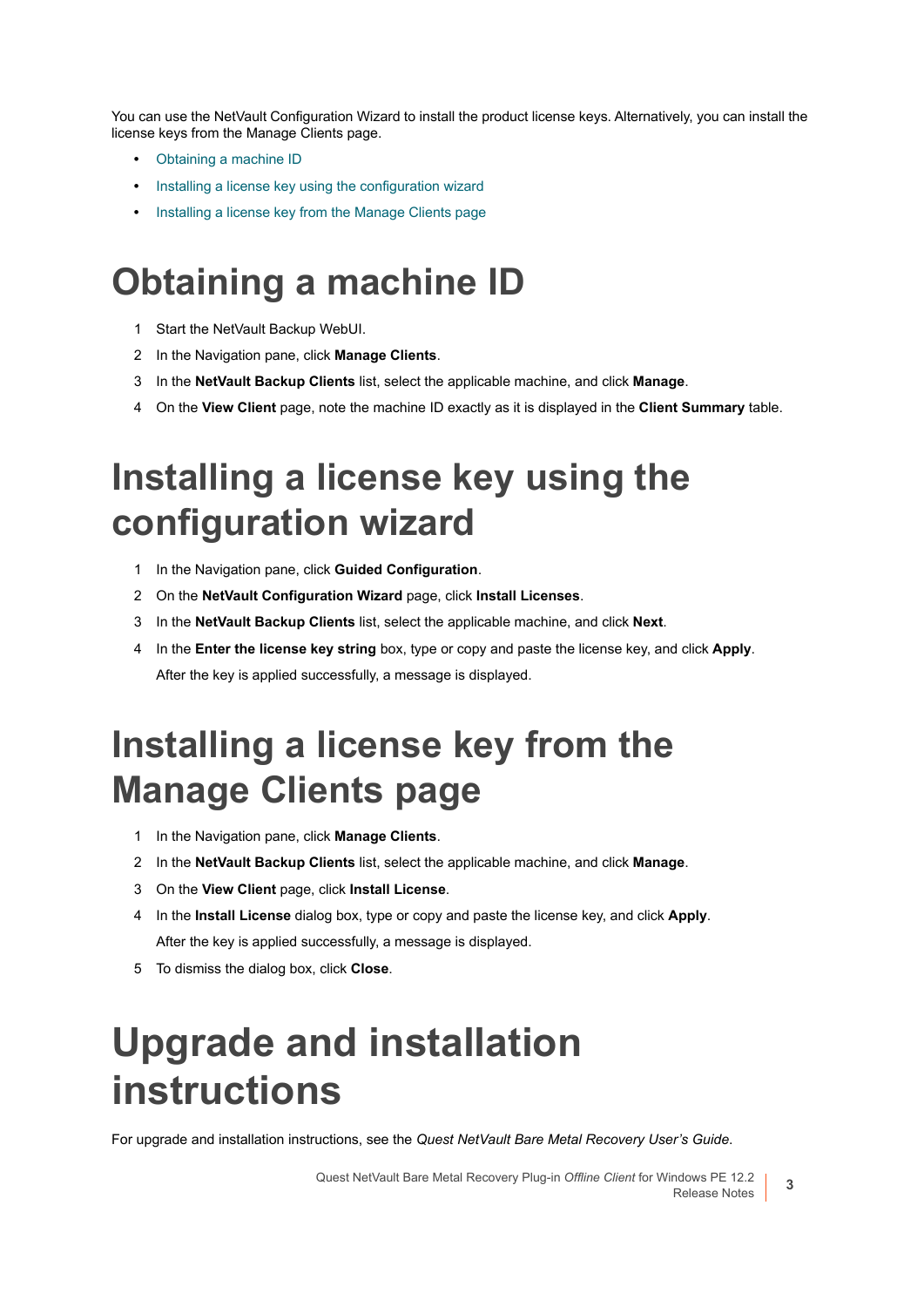You can use the NetVault Configuration Wizard to install the product license keys. Alternatively, you can install the license keys from the Manage Clients page.

- Obtaining a machine ID
- Installing a license key using the configuration wizard
- Installing a license key from the Manage Clients page

# Obtaining a machine ID

1. Start the NetVault Backup WebUI.
2. In the Navigation pane, click **Manage Clients**.
3. In the **NetVault Backup Clients** list, select the applicable machine, and click **Manage**.
4. On the **View Client** page, note the machine ID exactly as it is displayed in the **Client Summary** table.

# Installing a license key using the configuration wizard

1. In the Navigation pane, click **Guided Configuration**.
2. On the **NetVault Configuration Wizard** page, click **Install Licenses**.
3. In the **NetVault Backup Clients** list, select the applicable machine, and click **Next**.
4. In the **Enter the license key string** box, type or copy and paste the license key, and click **Apply**.

   After the key is applied successfully, a message is displayed.

# Installing a license key from the Manage Clients page

1. In the Navigation pane, click **Manage Clients**.
2. In the **NetVault Backup Clients** list, select the applicable machine, and click **Manage**.
3. On the **View Client** page, click **Install License**.
4. In the **Install License** dialog box, type or copy and paste the license key, and click **Apply**.

   After the key is applied successfully, a message is displayed.
5. To dismiss the dialog box, click **Close**.

# Upgrade and installation instructions

For upgrade and installation instructions, see the *Quest NetVault Bare Metal Recovery User's Guide*.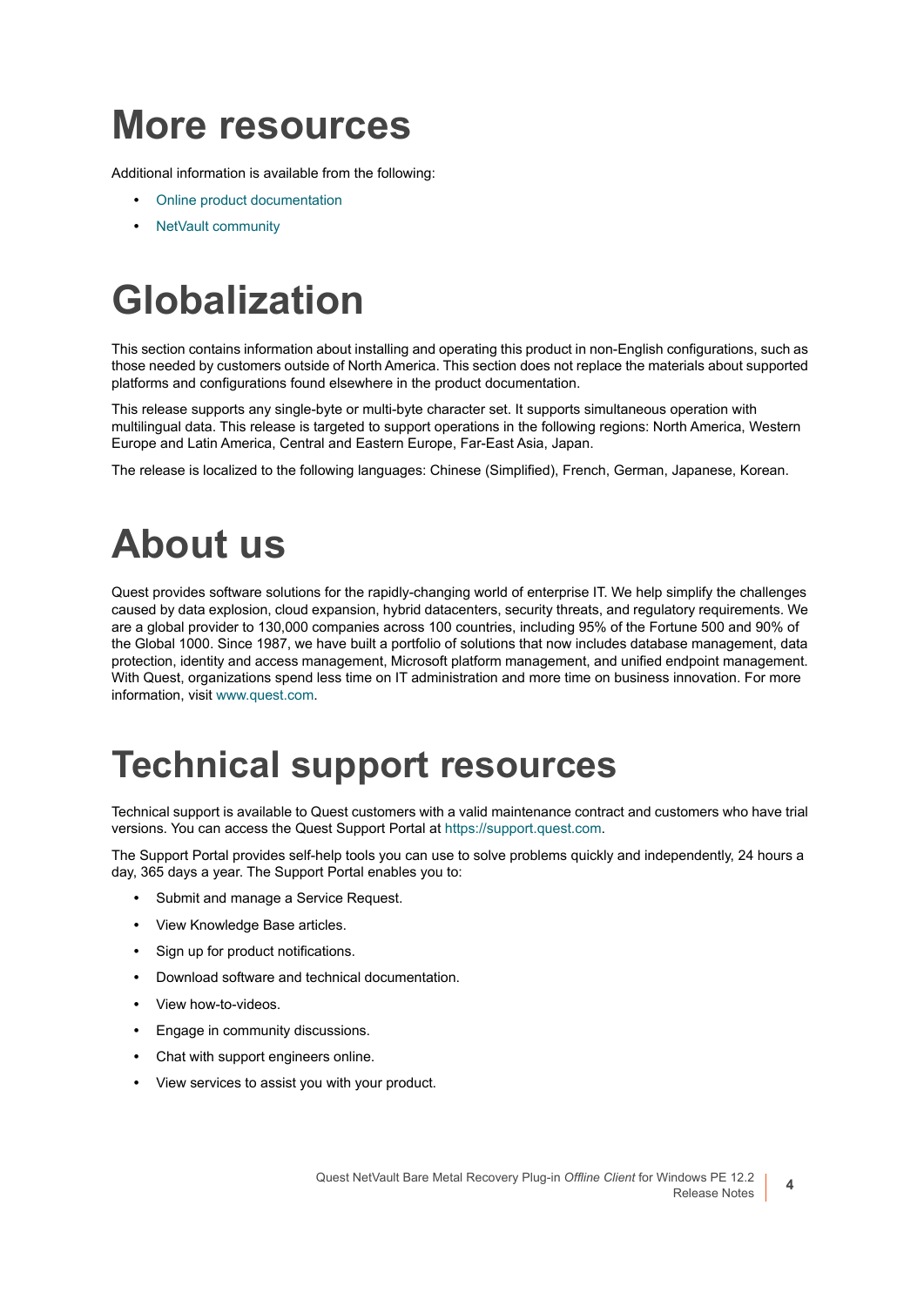# More resources

Additional information is available from the following:

- Online product documentation
- NetVault community

# Globalization

This section contains information about installing and operating this product in non-English configurations, such as those needed by customers outside of North America. This section does not replace the materials about supported platforms and configurations found elsewhere in the product documentation.

This release supports any single-byte or multi-byte character set. It supports simultaneous operation with multilingual data. This release is targeted to support operations in the following regions: North America, Western Europe and Latin America, Central and Eastern Europe, Far-East Asia, Japan.

The release is localized to the following languages: Chinese (Simplified), French, German, Japanese, Korean.

# About us

Quest provides software solutions for the rapidly-changing world of enterprise IT. We help simplify the challenges caused by data explosion, cloud expansion, hybrid datacenters, security threats, and regulatory requirements. We are a global provider to 130,000 companies across 100 countries, including 95% of the Fortune 500 and 90% of the Global 1000. Since 1987, we have built a portfolio of solutions that now includes database management, data protection, identity and access management, Microsoft platform management, and unified endpoint management. With Quest, organizations spend less time on IT administration and more time on business innovation. For more information, visit www.quest.com.

# Technical support resources

Technical support is available to Quest customers with a valid maintenance contract and customers who have trial versions. You can access the Quest Support Portal at https://support.quest.com.

The Support Portal provides self-help tools you can use to solve problems quickly and independently, 24 hours a day, 365 days a year. The Support Portal enables you to:

- Submit and manage a Service Request.
- View Knowledge Base articles.
- Sign up for product notifications.
- Download software and technical documentation.
- View how-to-videos.
- Engage in community discussions.
- Chat with support engineers online.
- View services to assist you with your product.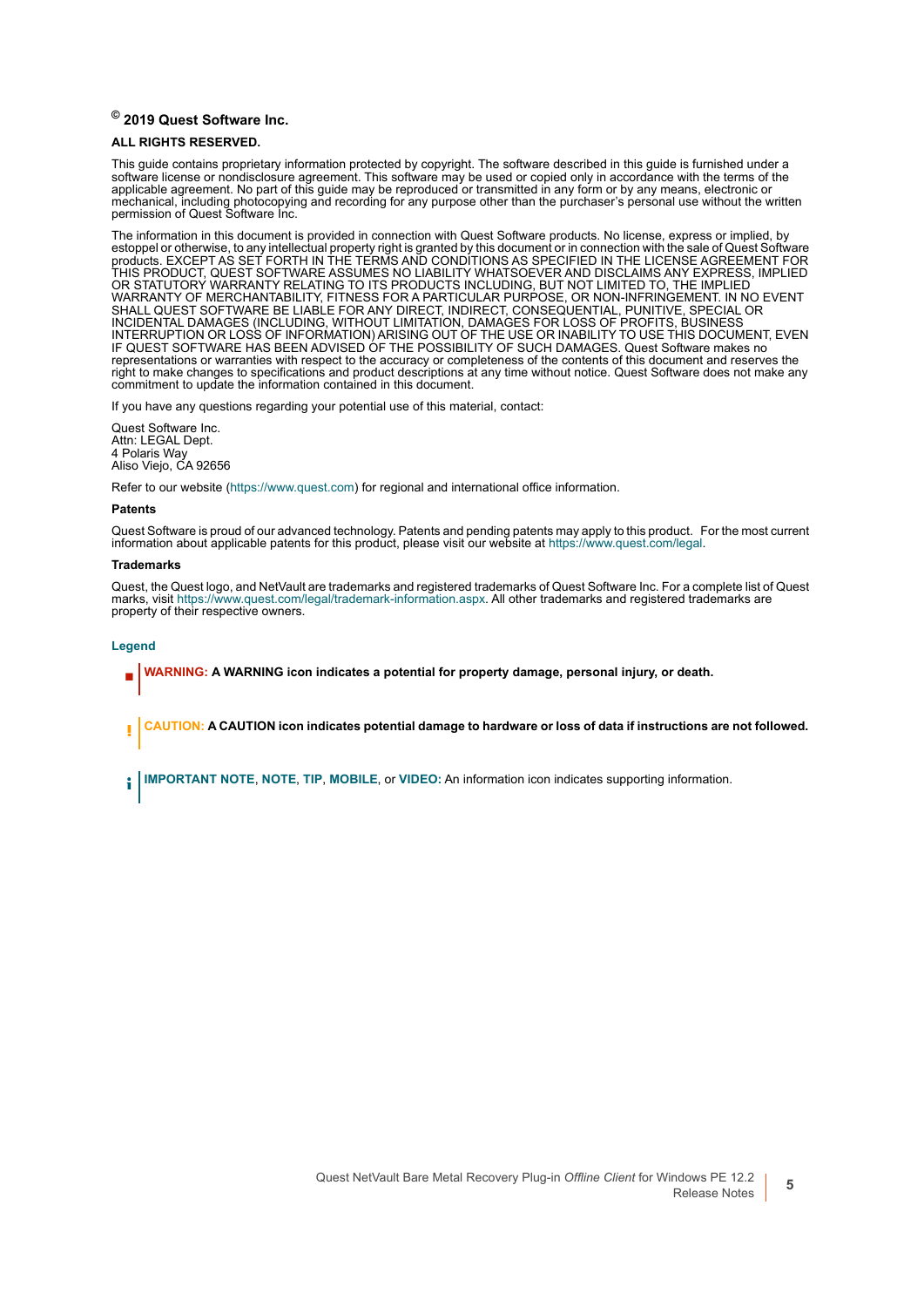**© 2019 Quest Software Inc.**

**ALL RIGHTS RESERVED.**

This guide contains proprietary information protected by copyright. The software described in this guide is furnished under a software license or nondisclosure agreement. This software may be used or copied only in accordance with the terms of the applicable agreement. No part of this guide may be reproduced or transmitted in any form or by any means, electronic or mechanical, including photocopying and recording for any purpose other than the purchaser's personal use without the written permission of Quest Software Inc.

The information in this document is provided in connection with Quest Software products. No license, express or implied, by estoppel or otherwise, to any intellectual property right is granted by this document or in connection with the sale of Quest Software products. EXCEPT AS SET FORTH IN THE TERMS AND CONDITIONS AS SPECIFIED IN THE LICENSE AGREEMENT FOR THIS PRODUCT, QUEST SOFTWARE ASSUMES NO LIABILITY WHATSOEVER AND DISCLAIMS ANY EXPRESS, IMPLIED OR STATUTORY WARRANTY RELATING TO ITS PRODUCTS INCLUDING, BUT NOT LIMITED TO, THE IMPLIED WARRANTY OF MERCHANTABILITY, FITNESS FOR A PARTICULAR PURPOSE, OR NON-INFRINGEMENT. IN NO EVENT SHALL QUEST SOFTWARE BE LIABLE FOR ANY DIRECT, INDIRECT, CONSEQUENTIAL, PUNITIVE, SPECIAL OR INCIDENTAL DAMAGES (INCLUDING, WITHOUT LIMITATION, DAMAGES FOR LOSS OF PROFITS, BUSINESS INTERRUPTION OR LOSS OF INFORMATION) ARISING OUT OF THE USE OR INABILITY TO USE THIS DOCUMENT, EVEN IF QUEST SOFTWARE HAS BEEN ADVISED OF THE POSSIBILITY OF SUCH DAMAGES. Quest Software makes no representations or warranties with respect to the accuracy or completeness of the contents of this document and reserves the right to make changes to specifications and product descriptions at any time without notice. Quest Software does not make any commitment to update the information contained in this document.

If you have any questions regarding your potential use of this material, contact:

Quest Software Inc.
Attn: LEGAL Dept.
4 Polaris Way
Aliso Viejo, CA 92656

Refer to our website (https://www.quest.com) for regional and international office information.

**Patents**

Quest Software is proud of our advanced technology. Patents and pending patents may apply to this product. For the most current information about applicable patents for this product, please visit our website at https://www.quest.com/legal.

**Trademarks**

Quest, the Quest logo, and NetVault are trademarks and registered trademarks of Quest Software Inc. For a complete list of Quest marks, visit https://www.quest.com/legal/trademark-information.aspx. All other trademarks and registered trademarks are property of their respective owners.

**Legend**

**WARNING: A WARNING icon indicates a potential for property damage, personal injury, or death.**

**CAUTION: A CAUTION icon indicates potential damage to hardware or loss of data if instructions are not followed.**

**IMPORTANT NOTE**, **NOTE**, **TIP**, **MOBILE**, or **VIDEO:** An information icon indicates supporting information.